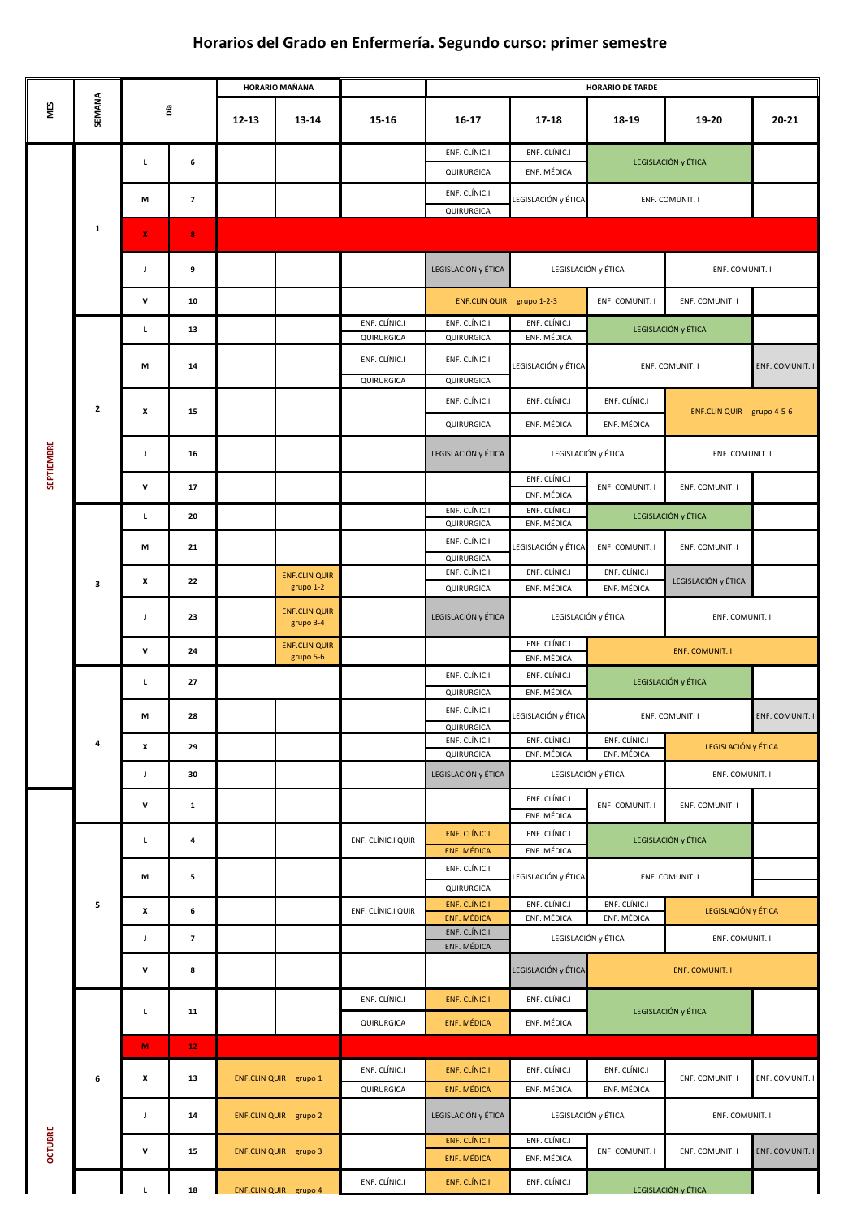# Horarios del Grado en Enfermería. Segundo curso: primer semestre

| MES | SEMANA | Día | | HORARIO MAÑANA 12-13 | 13-14 | 15-16 | HORARIO DE TARDE 16-17 | 17-18 | 18-19 | 19-20 | 20-21 |
|---|---|---|---|---|---|---|---|---|---|---|---|
| SEPTIEMBRE | 1 | L | 6 | | | | ENF. CLÍNIC.I / QUIRURGICA | ENF. CLÍNIC.I / ENF. MÉDICA | LEGISLACIÓN y ÉTICA | | |
| | | M | 7 | | | | ENF. CLÍNIC.I / QUIRURGICA | LEGISLACIÓN y ÉTICA | ENF. COMUNIT. I | | |
| | | X | 8 | | | | | | | | |
| | | J | 9 | | | | LEGISLACIÓN y ÉTICA | LEGISLACIÓN y ÉTICA | | ENF. COMUNIT. I | |
| | | V | 10 | | | | ENF.CLIN QUIR grupo 1-2-3 | | ENF. COMUNIT. I | ENF. COMUNIT. I | |
| | 2 | L | 13 | | | ENF. CLÍNIC.I / QUIRURGICA | ENF. CLÍNIC.I / QUIRURGICA | ENF. CLÍNIC.I / ENF. MÉDICA | LEGISLACIÓN y ÉTICA | | |
| | | M | 14 | | | ENF. CLÍNIC.I / QUIRURGICA | ENF. CLÍNIC.I / QUIRURGICA | LEGISLACIÓN y ÉTICA | ENF. COMUNIT. I | | ENF. COMUNIT. I |
| | | X | 15 | | | | ENF. CLÍNIC.I / QUIRURGICA | ENF. CLÍNIC.I / ENF. MÉDICA | ENF. CLÍNIC.I / ENF. MÉDICA | ENF.CLIN QUIR grupo 4-5-6 | |
| | | J | 16 | | | | LEGISLACIÓN y ÉTICA | LEGISLACIÓN y ÉTICA | | ENF. COMUNIT. I | |
| | | V | 17 | | | | | ENF. CLÍNIC.I / ENF. MÉDICA | ENF. COMUNIT. I | ENF. COMUNIT. I | |
| | 3 | L | 20 | | | | ENF. CLÍNIC.I / QUIRURGICA | ENF. CLÍNIC.I / ENF. MÉDICA | LEGISLACIÓN y ÉTICA | | |
| | | M | 21 | | | | ENF. CLÍNIC.I / QUIRURGICA | LEGISLACIÓN y ÉTICA | ENF. COMUNIT. I | ENF. COMUNIT. I | |
| | | X | 22 | | ENF.CLIN QUIR grupo 1-2 | | ENF. CLÍNIC.I / QUIRURGICA | ENF. CLÍNIC.I / ENF. MÉDICA | ENF. CLÍNIC.I / ENF. MÉDICA | LEGISLACIÓN y ÉTICA | |
| | | J | 23 | | ENF.CLIN QUIR grupo 3-4 | | LEGISLACIÓN y ÉTICA | LEGISLACIÓN y ÉTICA | | ENF. COMUNIT. I | |
| | | V | 24 | | ENF.CLIN QUIR grupo 5-6 | | | ENF. CLÍNIC.I / ENF. MÉDICA | ENF. COMUNIT. I | | |
| | 4 | L | 27 | | | | ENF. CLÍNIC.I / QUIRURGICA | ENF. CLÍNIC.I / ENF. MÉDICA | LEGISLACIÓN y ÉTICA | | |
| | | M | 28 | | | | ENF. CLÍNIC.I / QUIRURGICA | LEGISLACIÓN y ÉTICA | ENF. COMUNIT. I | | ENF. COMUNIT. I |
| | | X | 29 | | | | ENF. CLÍNIC.I / QUIRURGICA | ENF. CLÍNIC.I / ENF. MÉDICA | ENF. CLÍNIC.I / ENF. MÉDICA | LEGISLACIÓN y ÉTICA | |
| | | J | 30 | | | | LEGISLACIÓN y ÉTICA | LEGISLACIÓN y ÉTICA | | ENF. COMUNIT. I | |
| OCTUBRE | | V | 1 | | | | | ENF. CLÍNIC.I / ENF. MÉDICA | ENF. COMUNIT. I | ENF. COMUNIT. I | |
| | 5 | L | 4 | | | ENF. CLÍNIC.I QUIR | ENF. CLÍNIC.I / ENF. MÉDICA | ENF. CLÍNIC.I / ENF. MÉDICA | LEGISLACIÓN y ÉTICA | | |
| | | M | 5 | | | | ENF. CLÍNIC.I / QUIRURGICA | LEGISLACIÓN y ÉTICA | ENF. COMUNIT. I | | |
| | | X | 6 | | | ENF. CLÍNIC.I QUIR | ENF. CLÍNIC.I / ENF. MÉDICA | ENF. CLÍNIC.I / ENF. MÉDICA | ENF. CLÍNIC.I / ENF. MÉDICA | LEGISLACIÓN y ÉTICA | |
| | | J | 7 | | | | ENF. CLÍNIC.I / ENF. MÉDICA | LEGISLACIÓN y ÉTICA | | ENF. COMUNIT. I | |
| | | V | 8 | | | | | LEGISLACIÓN y ÉTICA | ENF. COMUNIT. I | | |
| | 6 | L | 11 | | | ENF. CLÍNIC.I / QUIRURGICA | ENF. CLÍNIC.I / ENF. MÉDICA | ENF. CLÍNIC.I / ENF. MÉDICA | LEGISLACIÓN y ÉTICA | | |
| | | M | 12 | | | | | | | | |
| | | X | 13 | ENF.CLIN QUIR grupo 1 | | ENF. CLÍNIC.I / QUIRURGICA | ENF. CLÍNIC.I / ENF. MÉDICA | ENF. CLÍNIC.I / ENF. MÉDICA | ENF. CLÍNIC.I / ENF. MÉDICA | ENF. COMUNIT. I | ENF. COMUNIT. I |
| | | J | 14 | ENF.CLIN QUIR grupo 2 | | | LEGISLACIÓN y ÉTICA | LEGISLACIÓN y ÉTICA | | ENF. COMUNIT. I | |
| | | V | 15 | ENF.CLIN QUIR grupo 3 | | | ENF. CLÍNIC.I / ENF. MÉDICA | ENF. CLÍNIC.I / ENF. MÉDICA | ENF. COMUNIT. I | ENF. COMUNIT. I | ENF. COMUNIT. I |
| | | L | 18 | ENF.CLIN QUIR grupo 4 | | ENF. CLÍNIC.I | ENF. CLÍNIC.I | ENF. CLÍNIC.I | LEGISLACIÓN y ÉTICA | | |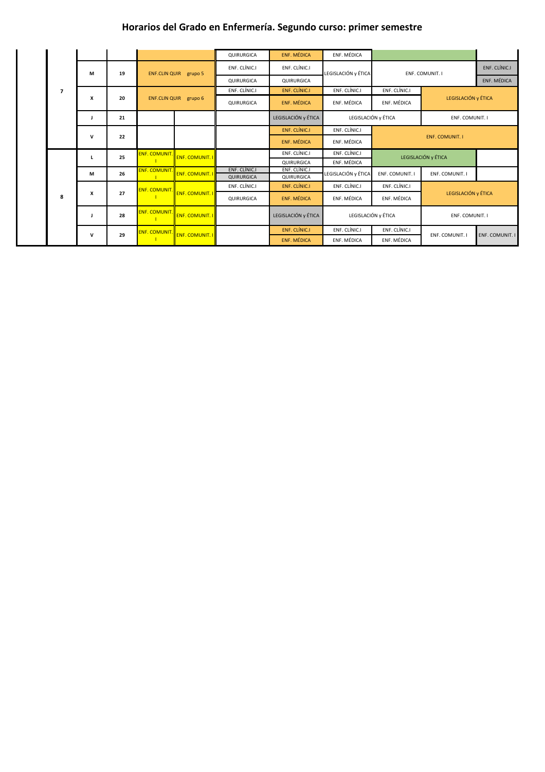# Horarios del Grado en Enfermería. Segundo curso: primer semestre

| Semana | Día | Fecha | | | | | | | | |
|---|---|---|---|---|---|---|---|---|---|---|
| | | | | | QUIRURGICA | ENF. MÉDICA | ENF. MÉDICA | | | |
| 7 | M | 19 | ENF.CLIN QUIR grupo 5 | | ENF. CLÍNIC.I / QUIRURGICA | ENF. CLÍNIC.I / QUIRURGICA | LEGISLACIÓN y ÉTICA | ENF. COMUNIT. I | | ENF. CLÍNIC.I / ENF. MÉDICA |
| | X | 20 | ENF.CLIN QUIR grupo 6 | | ENF. CLÍNIC.I / QUIRURGICA | ENF. CLÍNIC.I / ENF. MÉDICA | ENF. CLÍNIC.I / ENF. MÉDICA | ENF. CLÍNIC.I / ENF. MÉDICA | LEGISLACIÓN y ÉTICA | |
| | J | 21 | | | | LEGISLACIÓN y ÉTICA | LEGISLACIÓN y ÉTICA | | ENF. COMUNIT. I | |
| | V | 22 | | | | ENF. CLÍNIC.I / ENF. MÉDICA | ENF. CLÍNIC.I / ENF. MÉDICA | ENF. COMUNIT. I | | |
| 8 | L | 25 | ENF. COMUNIT. I | ENF. COMUNIT. I | | ENF. CLÍNIC.I / QUIRURGICA | ENF. CLÍNIC.I / ENF. MÉDICA | LEGISLACIÓN y ÉTICA | | |
| | M | 26 | ENF. COMUNIT. I | ENF. COMUNIT. I | ENF. CLÍNIC.I / QUIRURGICA | ENF. CLÍNIC.I / QUIRURGICA | LEGISLACIÓN y ÉTICA | ENF. COMUNIT. I | ENF. COMUNIT. I | |
| | X | 27 | ENF. COMUNIT. I | ENF. COMUNIT. I | ENF. CLÍNIC.I / QUIRURGICA | ENF. CLÍNIC.I / ENF. MÉDICA | ENF. CLÍNIC.I / ENF. MÉDICA | ENF. CLÍNIC.I / ENF. MÉDICA | LEGISLACIÓN y ÉTICA | |
| | J | 28 | ENF. COMUNIT. I | ENF. COMUNIT. I | | LEGISLACIÓN y ÉTICA | LEGISLACIÓN y ÉTICA | | ENF. COMUNIT. I | |
| | V | 29 | ENF. COMUNIT. I | ENF. COMUNIT. I | | ENF. CLÍNIC.I / ENF. MÉDICA | ENF. CLÍNIC.I / ENF. MÉDICA | ENF. CLÍNIC.I / ENF. MÉDICA | ENF. COMUNIT. I | ENF. COMUNIT. I |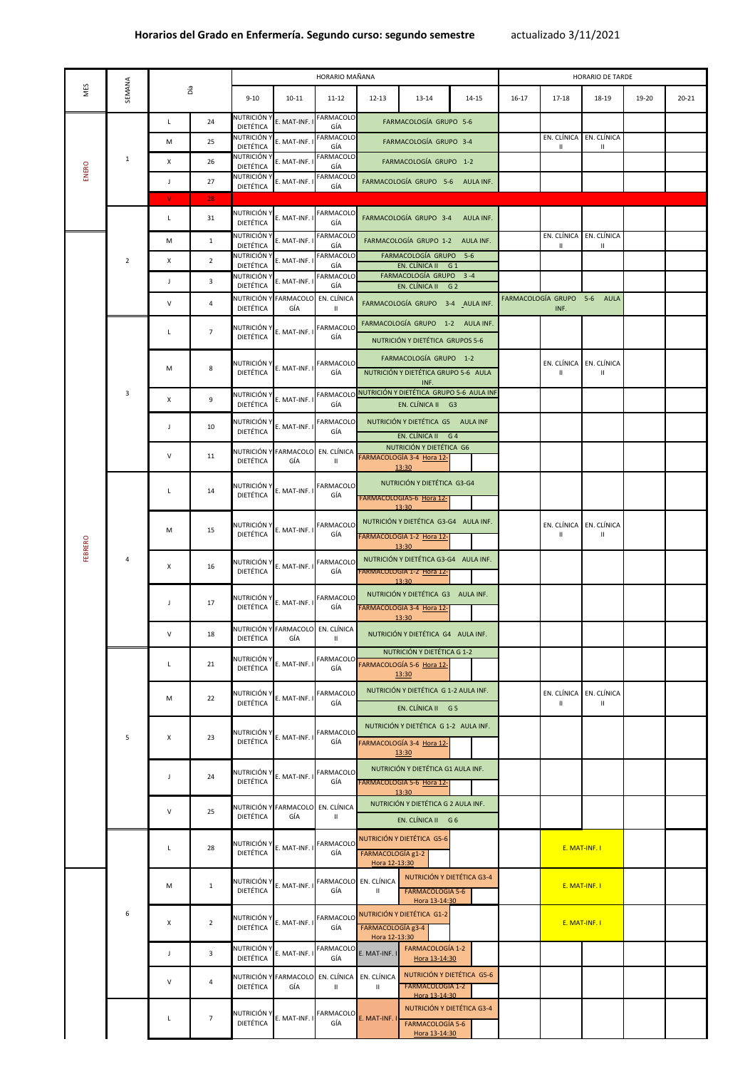**Horarios del Grado en Enfermería. Segundo curso: segundo semestre** actualizado 3/11/2021

| MES | SEMANA | Día | | HORARIO MAÑANA 9-10 | 10-11 | 11-12 | 12-13 | 13-14 | 14-15 | HORARIO DE TARDE 16-17 | 17-18 | 18-19 | 19-20 | 20-21 |
|---|---|---|---|---|---|---|---|---|---|---|---|---|---|---|
| ENERO | 1 | L | 24 | NUTRICIÓN Y DIETÉTICA | E. MAT-INF. I | FARMACOLOGÍA | FARMACOLOGÍA GRUPO 5-6 | | | | | | | |
| | | M | 25 | NUTRICIÓN Y DIETÉTICA | E. MAT-INF. I | FARMACOLOGÍA | FARMACOLOGÍA GRUPO 3-4 | | | | EN. CLÍNICA II | EN. CLÍNICA II | | |
| | | X | 26 | NUTRICIÓN Y DIETÉTICA | E. MAT-INF. I | FARMACOLOGÍA | FARMACOLOGÍA GRUPO 1-2 | | | | | | | |
| | | J | 27 | NUTRICIÓN Y DIETÉTICA | E. MAT-INF. I | FARMACOLOGÍA | FARMACOLOGÍA GRUPO 5-6 AULA INF. | | | | | | | |
| | | V | 28 | | | | | | | | | | | |
| | 2 | L | 31 | NUTRICIÓN Y DIETÉTICA | E. MAT-INF. I | FARMACOLOGÍA | FARMACOLOGÍA GRUPO 3-4 AULA INF. | | | | | | | |
| FEBRERO | | M | 1 | NUTRICIÓN Y DIETÉTICA | E. MAT-INF. I | FARMACOLOGÍA | FARMACOLOGÍA GRUPO 1-2 AULA INF. | | | | EN. CLÍNICA II | EN. CLÍNICA II | | |
| | | X | 2 | NUTRICIÓN Y DIETÉTICA | E. MAT-INF. I | FARMACOLOGÍA | FARMACOLOGÍA GRUPO 5-6 / EN. CLÍNICA II G 1 | | | | | | | |
| | | J | 3 | NUTRICIÓN Y DIETÉTICA | E. MAT-INF. I | FARMACOLOGÍA | FARMACOLOGÍA GRUPO 3-4 / EN. CLÍNICA II G 2 | | | | | | | |
| | | V | 4 | NUTRICIÓN Y DIETÉTICA | FARMACOLOGÍA | EN. CLÍNICA II | FARMACOLOGÍA GRUPO 3-4 AULA INF. | | | FARMACOLOGÍA GRUPO 5-6 AULA INF. | | | | |
| | 3 | L | 7 | NUTRICIÓN Y DIETÉTICA | E. MAT-INF. I | FARMACOLOGÍA | FARMACOLOGÍA GRUPO 1-2 AULA INF. / NUTRICIÓN Y DIETÉTICA GRUPOS 5-6 | | | | | | | |
| | | M | 8 | NUTRICIÓN Y DIETÉTICA | E. MAT-INF. I | FARMACOLOGÍA | FARMACOLOGÍA GRUPO 1-2 / NUTRICIÓN Y DIETÉTICA GRUPO 5-6 AULA INF. | | | | EN. CLÍNICA II | EN. CLÍNICA II | | |
| | | X | 9 | NUTRICIÓN Y DIETÉTICA | E. MAT-INF. I | FARMACOLOGÍA | NUTRICIÓN Y DIETÉTICA GRUPO 5-6 AULA INF / EN. CLÍNICA II G3 | | | | | | | |
| | | J | 10 | NUTRICIÓN Y DIETÉTICA | E. MAT-INF. I | FARMACOLOGÍA | NUTRICIÓN Y DIETÉTICA G5 AULA INF / EN. CLÍNICA II G 4 | | | | | | | |
| | | V | 11 | NUTRICIÓN Y DIETÉTICA | FARMACOLOGÍA | EN. CLÍNICA II | NUTRICIÓN Y DIETÉTICA G6 / FARMACOLOGÍA 3-4 Hora 12-13:30 | | | | | | | |
| | 4 | L | 14 | NUTRICIÓN Y DIETÉTICA | E. MAT-INF. I | FARMACOLOGÍA | NUTRICIÓN Y DIETÉTICA G3-G4 / FARMACOLOGÍA5-6 Hora 12-13:30 | | | | | | | |
| | | M | 15 | NUTRICIÓN Y DIETÉTICA | E. MAT-INF. I | FARMACOLOGÍA | NUTRICIÓN Y DIETÉTICA G3-G4 AULA INF. / FARMACOLOGÍA 1-2 Hora 12-13:30 | | | | EN. CLÍNICA II | EN. CLÍNICA II | | |
| | | X | 16 | NUTRICIÓN Y DIETÉTICA | E. MAT-INF. I | FARMACOLOGÍA | NUTRICIÓN Y DIETÉTICA G3-G4 AULA INF. / FARMACOLOGÍA 1-2 Hora 12-13:30 | | | | | | | |
| | | J | 17 | NUTRICIÓN Y DIETÉTICA | E. MAT-INF. I | FARMACOLOGÍA | NUTRICIÓN Y DIETÉTICA G3 AULA INF. / FARMACOLOGÍA 3-4 Hora 12-13:30 | | | | | | | |
| | | V | 18 | NUTRICIÓN Y DIETÉTICA | FARMACOLOGÍA | EN. CLÍNICA II | NUTRICIÓN Y DIETÉTICA G4 AULA INF. | | | | | | | |
| | 5 | L | 21 | NUTRICIÓN Y DIETÉTICA | E. MAT-INF. I | FARMACOLOGÍA | NUTRICIÓN Y DIETÉTICA G 1-2 / FARMACOLOGÍA 5-6 Hora 12-13:30 | | | | | | | |
| | | M | 22 | NUTRICIÓN Y DIETÉTICA | E. MAT-INF. I | FARMACOLOGÍA | NUTRICIÓN Y DIETÉTICA G 1-2 AULA INF. / EN. CLÍNICA II G 5 | | | | EN. CLÍNICA II | EN. CLÍNICA II | | |
| | | X | 23 | NUTRICIÓN Y DIETÉTICA | E. MAT-INF. I | FARMACOLOGÍA | NUTRICIÓN Y DIETÉTICA G 1-2 AULA INF. / FARMACOLOGÍA 3-4 Hora 12-13:30 | | | | | | | |
| | | J | 24 | NUTRICIÓN Y DIETÉTICA | E. MAT-INF. I | FARMACOLOGÍA | NUTRICIÓN Y DIETÉTICA G1 AULA INF. / FARMACOLOGÍA 5-6 Hora 12-13:30 | | | | | | | |
| | | V | 25 | NUTRICIÓN Y DIETÉTICA | FARMACOLOGÍA | EN. CLÍNICA II | NUTRICIÓN Y DIETÉTICA G 2 AULA INF. / EN. CLÍNICA II G 6 | | | | | | | |
| | 6 | L | 28 | NUTRICIÓN Y DIETÉTICA | E. MAT-INF. I | FARMACOLOGÍA | NUTRICIÓN Y DIETÉTICA G5-6 / FARMACOLOGÍA g1-2 Hora 12-13:30 | | | | E. MAT-INF. I | | | |
| MARZO | | M | 1 | NUTRICIÓN Y DIETÉTICA | E. MAT-INF. I | FARMACOLOGÍA | EN. CLÍNICA II | NUTRICIÓN Y DIETÉTICA G3-4 / FARMACOLOGÍA 5-6 Hora 13-14:30 | | | E. MAT-INF. I | | | |
| | | X | 2 | NUTRICIÓN Y DIETÉTICA | E. MAT-INF. I | FARMACOLOGÍA | NUTRICIÓN Y DIETÉTICA G1-2 / FARMACOLOGÍA g3-4 Hora 12-13:30 | | | | E. MAT-INF. I | | | |
| | | J | 3 | NUTRICIÓN Y DIETÉTICA | E. MAT-INF. I | FARMACOLOGÍA | E. MAT-INF. I | FARMACOLOGÍA 1-2 Hora 13-14:30 | | | | | | |
| | | V | 4 | NUTRICIÓN Y DIETÉTICA | FARMACOLOGÍA | EN. CLÍNICA II | EN. CLÍNICA II | NUTRICIÓN Y DIETÉTICA G5-6 / FARMACOLOGÍA 1-2 Hora 13-14:30 | | | | | | |
| | | L | 7 | NUTRICIÓN Y DIETÉTICA | E. MAT-INF. I | FARMACOLOGÍA | E. MAT-INF. I | NUTRICIÓN Y DIETÉTICA G3-4 / FARMACOLOGÍA 5-6 Hora 13-14:30 | | | | | | |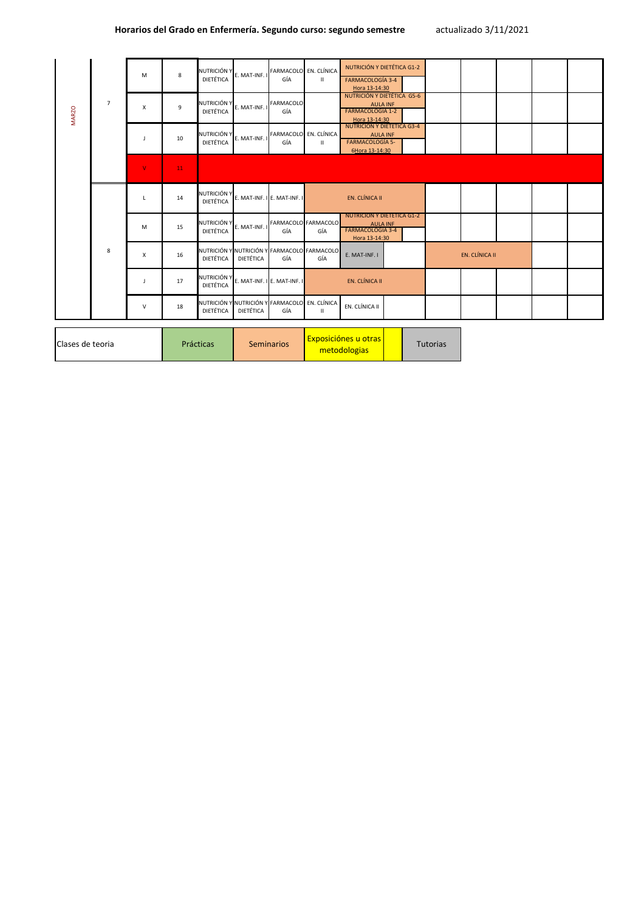**Horarios del Grado en Enfermería. Segundo curso: segundo semestre** actualizado 3/11/2021

| | | | | | | | | | | | | | | |
|---|---|---|---|---|---|---|---|---|---|---|---|---|---|---|
| MARZO | 7 | M | 8 | NUTRICIÓN Y DIETÉTICA | E. MAT-INF. I | FARMACOLOGÍA | EN. CLÍNICA II | NUTRICIÓN Y DIETÉTICA G1-2 FARMACOLOGÍA 3-4 Hora 13-14:30 | | | | | | |
| | | X | 9 | NUTRICIÓN Y DIETÉTICA | E. MAT-INF. I | FARMACOLOGÍA | | NUTRICIÓN Y DIETÉTICA G5-6 AULA INF FARMACOLOGÍA 1-2 Hora 13-14:30 | | | | | | |
| | | J | 10 | NUTRICIÓN Y DIETÉTICA | E. MAT-INF. I | FARMACOLOGÍA | EN. CLÍNICA II | NUTRICIÓN Y DIETÉTICA G3-4 AULA INF FARMACOLOGÍA 5-6 Hora 13-14:30 | | | | | | |
| | | V | 11 | | | | | | | | | | | |
| | 8 | L | 14 | NUTRICIÓN Y DIETÉTICA | E. MAT-INF. I | E. MAT-INF. I | | EN. CLÍNICA II | | | | | | |
| | | M | 15 | NUTRICIÓN Y DIETÉTICA | E. MAT-INF. I | FARMACOLOGÍA | FARMACOLOGÍA | NUTRICIÓN Y DIETÉTICA G1-2 AULA INF FARMACOLOGÍA 3-4 Hora 13-14:30 | | | | | | |
| | | X | 16 | NUTRICIÓN Y DIETÉTICA | NUTRICIÓN Y DIETÉTICA | FARMACOLOGÍA | FARMACOLOGÍA | E. MAT-INF. I | | | EN. CLÍNICA II | | | |
| | | J | 17 | NUTRICIÓN Y DIETÉTICA | E. MAT-INF. I | E. MAT-INF. I | | EN. CLÍNICA II | | | | | | |
| | | V | 18 | NUTRICIÓN Y DIETÉTICA | NUTRICIÓN Y DIETÉTICA | FARMACOLOGÍA | EN. CLÍNICA II | EN. CLÍNICA II | | | | | | |

| | | | | | |
|---|---|---|---|---|---|
| Clases de teoria | Prácticas | Seminarios | Exposiciónes u otras metodologias | | Tutorias |